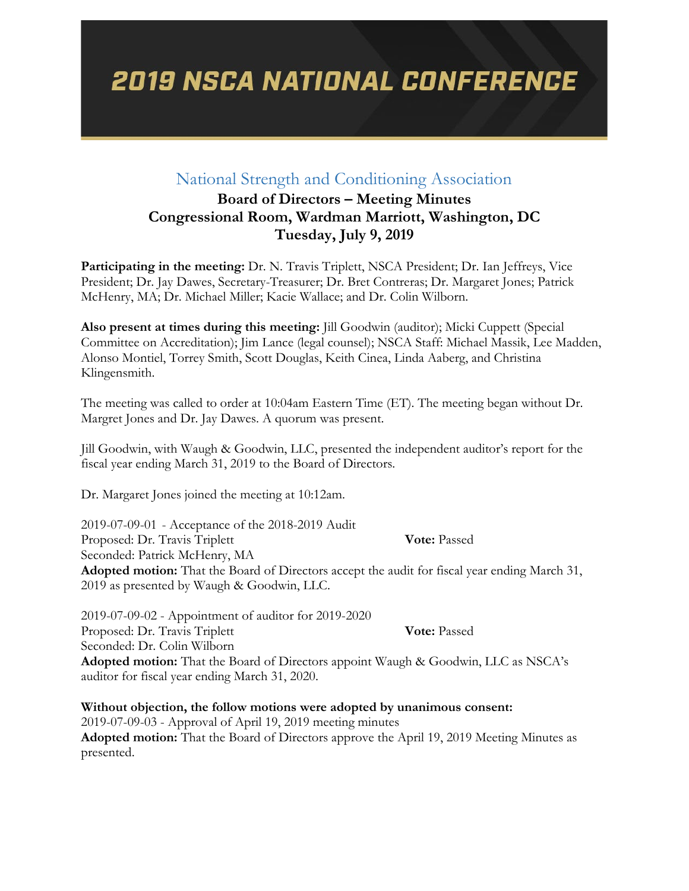# 2019 NSCA NATIONAL CONFERENCE

## National Strength and Conditioning Association

### Board of Directors – Meeting Minutes
### Congressional Room, Wardman Marriott, Washington, DC
### Tuesday, July 9, 2019

**Participating in the meeting:** Dr. N. Travis Triplett, NSCA President; Dr. Ian Jeffreys, Vice President; Dr. Jay Dawes, Secretary-Treasurer; Dr. Bret Contreras; Dr. Margaret Jones; Patrick McHenry, MA; Dr. Michael Miller; Kacie Wallace; and Dr. Colin Wilborn.

**Also present at times during this meeting:** Jill Goodwin (auditor); Micki Cuppett (Special Committee on Accreditation); Jim Lance (legal counsel); NSCA Staff: Michael Massik, Lee Madden, Alonso Montiel, Torrey Smith, Scott Douglas, Keith Cinea, Linda Aaberg, and Christina Klingensmith.

The meeting was called to order at 10:04am Eastern Time (ET). The meeting began without Dr. Margret Jones and Dr. Jay Dawes. A quorum was present.

Jill Goodwin, with Waugh & Goodwin, LLC, presented the independent auditor's report for the fiscal year ending March 31, 2019 to the Board of Directors.

Dr. Margaret Jones joined the meeting at 10:12am.

2019-07-09-01 - Acceptance of the 2018-2019 Audit
Proposed: Dr. Travis Triplett **Vote:** Passed
Seconded: Patrick McHenry, MA
**Adopted motion:** That the Board of Directors accept the audit for fiscal year ending March 31, 2019 as presented by Waugh & Goodwin, LLC.

2019-07-09-02 - Appointment of auditor for 2019-2020
Proposed: Dr. Travis Triplett **Vote:** Passed
Seconded: Dr. Colin Wilborn
**Adopted motion:** That the Board of Directors appoint Waugh & Goodwin, LLC as NSCA's auditor for fiscal year ending March 31, 2020.

**Without objection, the follow motions were adopted by unanimous consent:**
2019-07-09-03 - Approval of April 19, 2019 meeting minutes
**Adopted motion:** That the Board of Directors approve the April 19, 2019 Meeting Minutes as presented.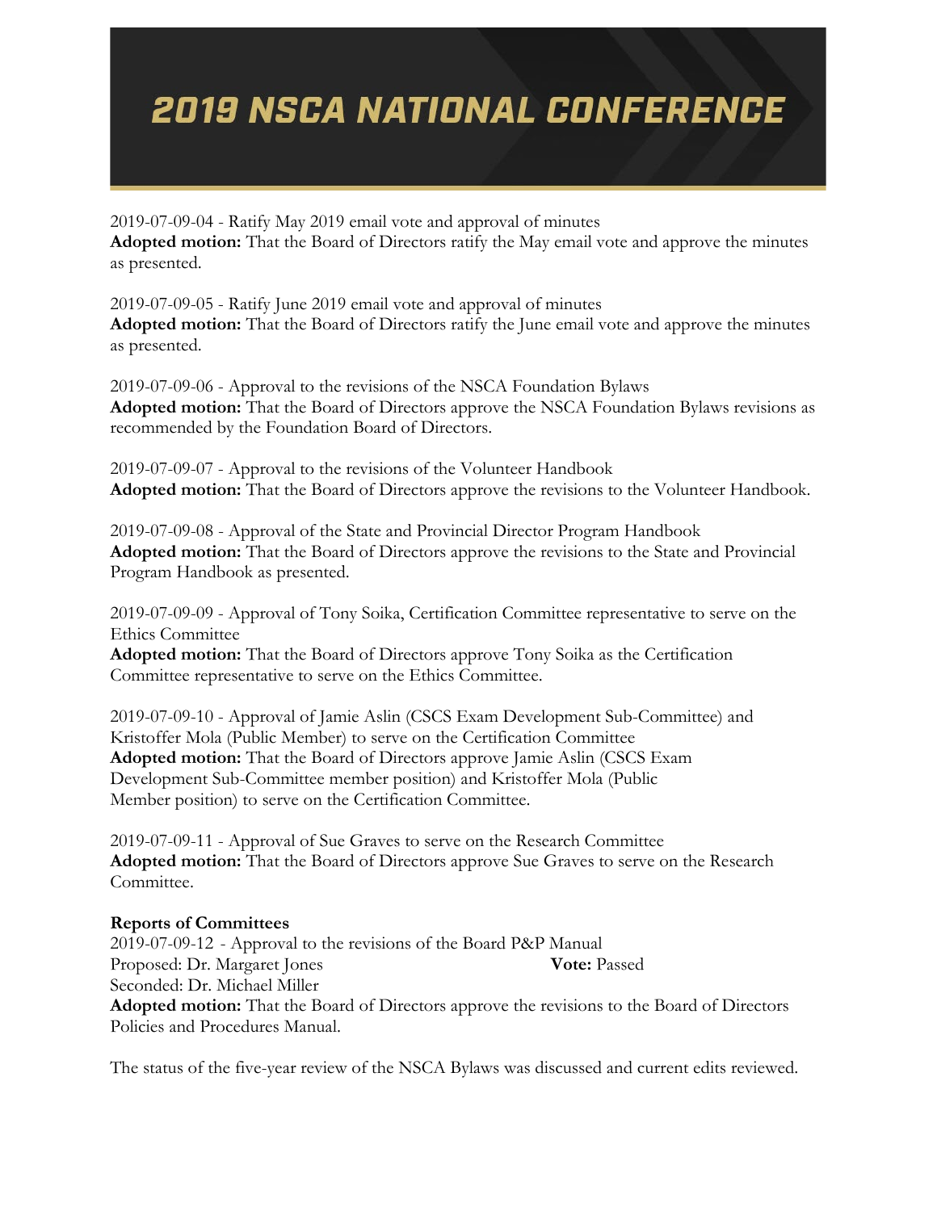2019-07-09-04 - Ratify May 2019 email vote and approval of minutes
**Adopted motion:** That the Board of Directors ratify the May email vote and approve the minutes as presented.

2019-07-09-05 - Ratify June 2019 email vote and approval of minutes
**Adopted motion:** That the Board of Directors ratify the June email vote and approve the minutes as presented.

2019-07-09-06 - Approval to the revisions of the NSCA Foundation Bylaws
**Adopted motion:** That the Board of Directors approve the NSCA Foundation Bylaws revisions as recommended by the Foundation Board of Directors.

2019-07-09-07 - Approval to the revisions of the Volunteer Handbook
**Adopted motion:** That the Board of Directors approve the revisions to the Volunteer Handbook.

2019-07-09-08 - Approval of the State and Provincial Director Program Handbook
**Adopted motion:** That the Board of Directors approve the revisions to the State and Provincial Program Handbook as presented.

2019-07-09-09 - Approval of Tony Soika, Certification Committee representative to serve on the Ethics Committee
**Adopted motion:** That the Board of Directors approve Tony Soika as the Certification Committee representative to serve on the Ethics Committee.

2019-07-09-10 - Approval of Jamie Aslin (CSCS Exam Development Sub-Committee) and Kristoffer Mola (Public Member) to serve on the Certification Committee
**Adopted motion:** That the Board of Directors approve Jamie Aslin (CSCS Exam Development Sub-Committee member position) and Kristoffer Mola (Public Member position) to serve on the Certification Committee.

2019-07-09-11 - Approval of Sue Graves to serve on the Research Committee
**Adopted motion:** That the Board of Directors approve Sue Graves to serve on the Research Committee.

**Reports of Committees**
2019-07-09-12 - Approval to the revisions of the Board P&P Manual
Proposed: Dr. Margaret Jones **Vote:** Passed
Seconded: Dr. Michael Miller
**Adopted motion:** That the Board of Directors approve the revisions to the Board of Directors Policies and Procedures Manual.

The status of the five-year review of the NSCA Bylaws was discussed and current edits reviewed.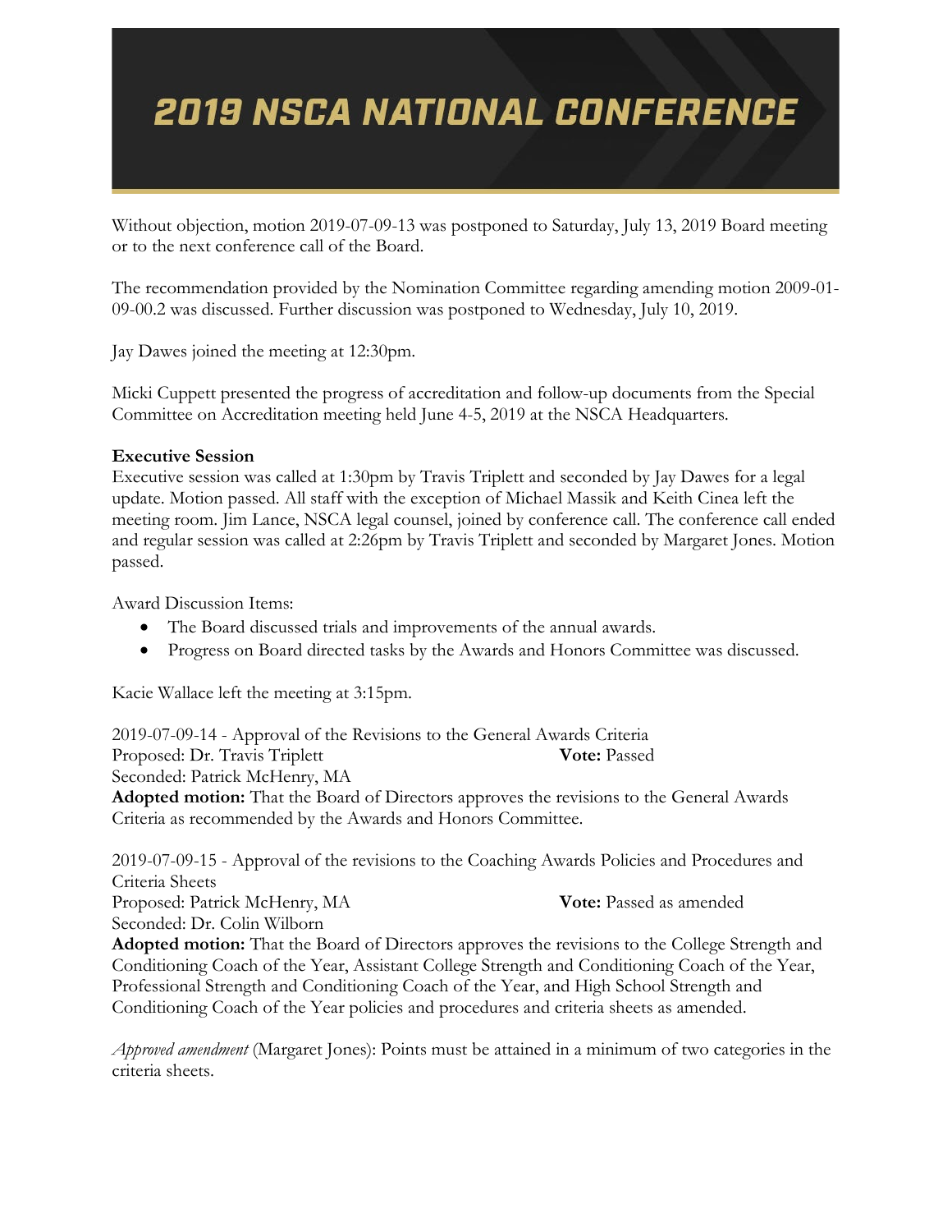Without objection, motion 2019-07-09-13 was postponed to Saturday, July 13, 2019 Board meeting or to the next conference call of the Board.

The recommendation provided by the Nomination Committee regarding amending motion 2009-01-09-00.2 was discussed. Further discussion was postponed to Wednesday, July 10, 2019.

Jay Dawes joined the meeting at 12:30pm.

Micki Cuppett presented the progress of accreditation and follow-up documents from the Special Committee on Accreditation meeting held June 4-5, 2019 at the NSCA Headquarters.

**Executive Session**
Executive session was called at 1:30pm by Travis Triplett and seconded by Jay Dawes for a legal update. Motion passed. All staff with the exception of Michael Massik and Keith Cinea left the meeting room. Jim Lance, NSCA legal counsel, joined by conference call. The conference call ended and regular session was called at 2:26pm by Travis Triplett and seconded by Margaret Jones. Motion passed.

Award Discussion Items:

- The Board discussed trials and improvements of the annual awards.
- Progress on Board directed tasks by the Awards and Honors Committee was discussed.

Kacie Wallace left the meeting at 3:15pm.

2019-07-09-14 - Approval of the Revisions to the General Awards Criteria
Proposed: Dr. Travis Triplett **Vote:** Passed
Seconded: Patrick McHenry, MA
**Adopted motion:** That the Board of Directors approves the revisions to the General Awards Criteria as recommended by the Awards and Honors Committee.

2019-07-09-15 - Approval of the revisions to the Coaching Awards Policies and Procedures and Criteria Sheets
Proposed: Patrick McHenry, MA **Vote:** Passed as amended
Seconded: Dr. Colin Wilborn
**Adopted motion:** That the Board of Directors approves the revisions to the College Strength and Conditioning Coach of the Year, Assistant College Strength and Conditioning Coach of the Year, Professional Strength and Conditioning Coach of the Year, and High School Strength and Conditioning Coach of the Year policies and procedures and criteria sheets as amended.

*Approved amendment* (Margaret Jones): Points must be attained in a minimum of two categories in the criteria sheets.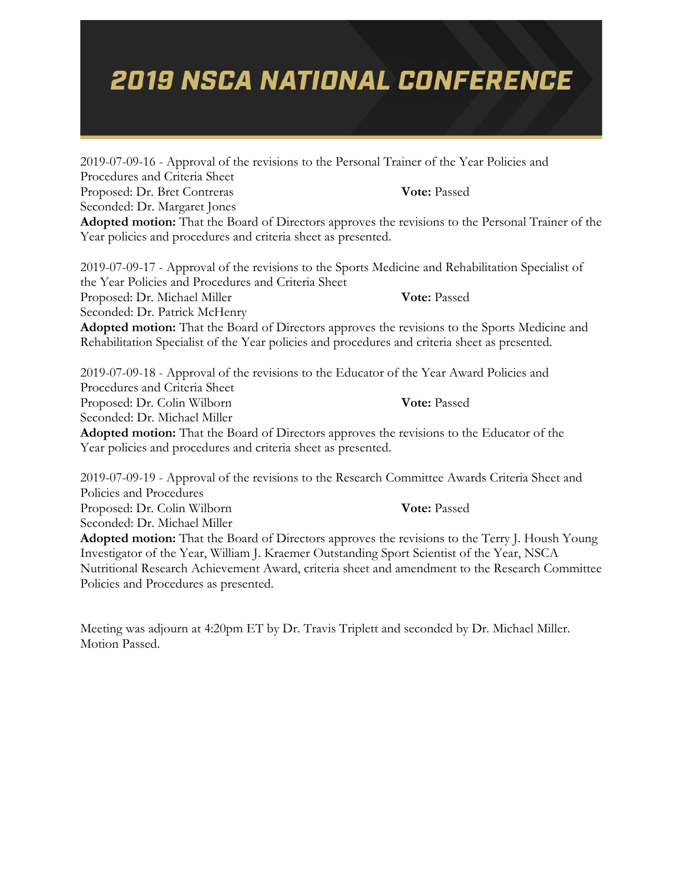2019-07-09-16 - Approval of the revisions to the Personal Trainer of the Year Policies and Procedures and Criteria Sheet
Proposed: Dr. Bret Contreras **Vote:** Passed
Seconded: Dr. Margaret Jones
**Adopted motion:** That the Board of Directors approves the revisions to the Personal Trainer of the Year policies and procedures and criteria sheet as presented.

2019-07-09-17 - Approval of the revisions to the Sports Medicine and Rehabilitation Specialist of the Year Policies and Procedures and Criteria Sheet
Proposed: Dr. Michael Miller **Vote:** Passed
Seconded: Dr. Patrick McHenry
**Adopted motion:** That the Board of Directors approves the revisions to the Sports Medicine and Rehabilitation Specialist of the Year policies and procedures and criteria sheet as presented.

2019-07-09-18 - Approval of the revisions to the Educator of the Year Award Policies and Procedures and Criteria Sheet
Proposed: Dr. Colin Wilborn **Vote:** Passed
Seconded: Dr. Michael Miller
**Adopted motion:** That the Board of Directors approves the revisions to the Educator of the Year policies and procedures and criteria sheet as presented.

2019-07-09-19 - Approval of the revisions to the Research Committee Awards Criteria Sheet and Policies and Procedures
Proposed: Dr. Colin Wilborn **Vote:** Passed
Seconded: Dr. Michael Miller
**Adopted motion:** That the Board of Directors approves the revisions to the Terry J. Housh Young Investigator of the Year, William J. Kraemer Outstanding Sport Scientist of the Year, NSCA Nutritional Research Achievement Award, criteria sheet and amendment to the Research Committee Policies and Procedures as presented.

Meeting was adjourn at 4:20pm ET by Dr. Travis Triplett and seconded by Dr. Michael Miller. Motion Passed.